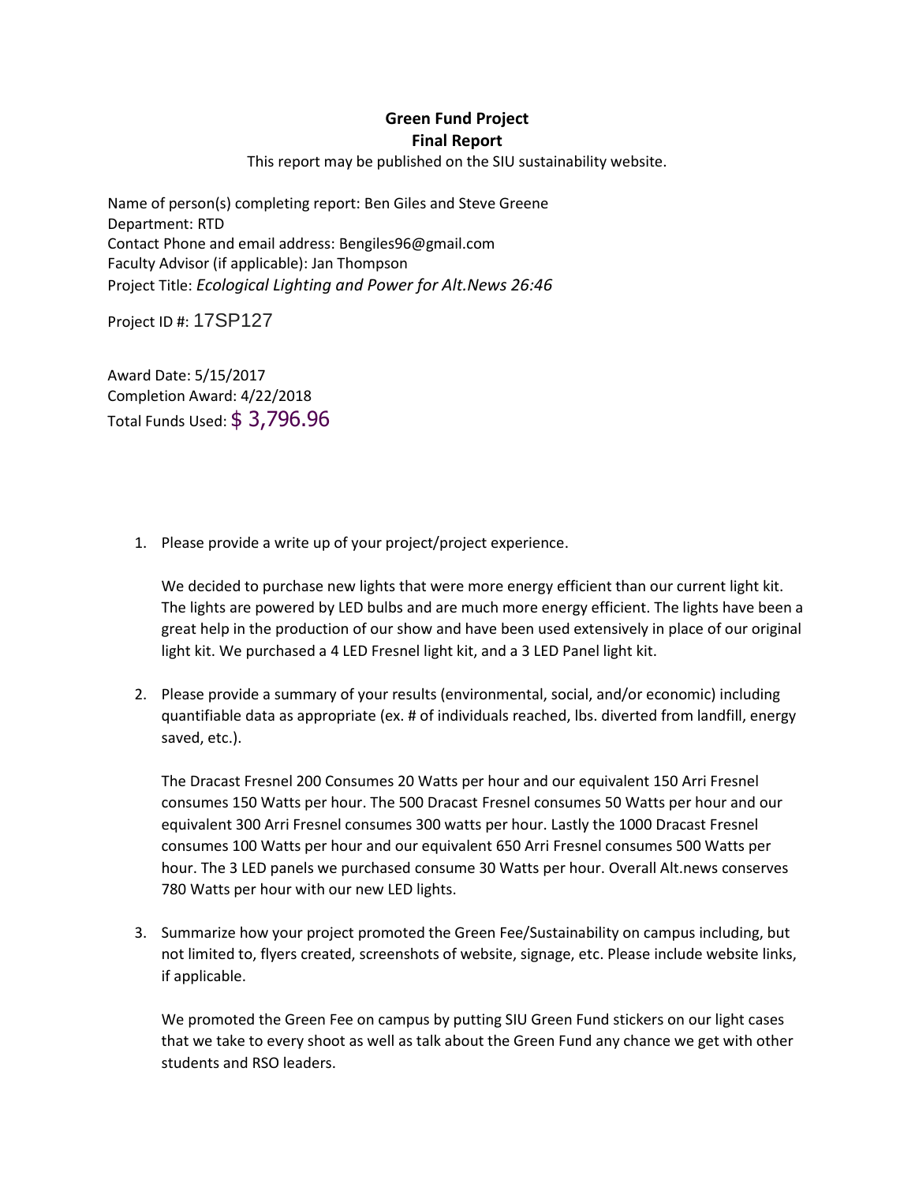**Green Fund Project**
**Final Report**

This report may be published on the SIU sustainability website.

Name of person(s) completing report: Ben Giles and Steve Greene
Department: RTD
Contact Phone and email address: Bengiles96@gmail.com
Faculty Advisor (if applicable): Jan Thompson
Project Title: *Ecological Lighting and Power for Alt.News 26:46*

Project ID #: 17SP127

Award Date: 5/15/2017
Completion Award: 4/22/2018
Total Funds Used: $ 3,796.96

1. Please provide a write up of your project/project experience.

   We decided to purchase new lights that were more energy efficient than our current light kit. The lights are powered by LED bulbs and are much more energy efficient. The lights have been a great help in the production of our show and have been used extensively in place of our original light kit. We purchased a 4 LED Fresnel light kit, and a 3 LED Panel light kit.

2. Please provide a summary of your results (environmental, social, and/or economic) including quantifiable data as appropriate (ex. # of individuals reached, lbs. diverted from landfill, energy saved, etc.).

   The Dracast Fresnel 200 Consumes 20 Watts per hour and our equivalent 150 Arri Fresnel consumes 150 Watts per hour. The 500 Dracast Fresnel consumes 50 Watts per hour and our equivalent 300 Arri Fresnel consumes 300 watts per hour. Lastly the 1000 Dracast Fresnel consumes 100 Watts per hour and our equivalent 650 Arri Fresnel consumes 500 Watts per hour. The 3 LED panels we purchased consume 30 Watts per hour. Overall Alt.news conserves 780 Watts per hour with our new LED lights.

3. Summarize how your project promoted the Green Fee/Sustainability on campus including, but not limited to, flyers created, screenshots of website, signage, etc. Please include website links, if applicable.

   We promoted the Green Fee on campus by putting SIU Green Fund stickers on our light cases that we take to every shoot as well as talk about the Green Fund any chance we get with other students and RSO leaders.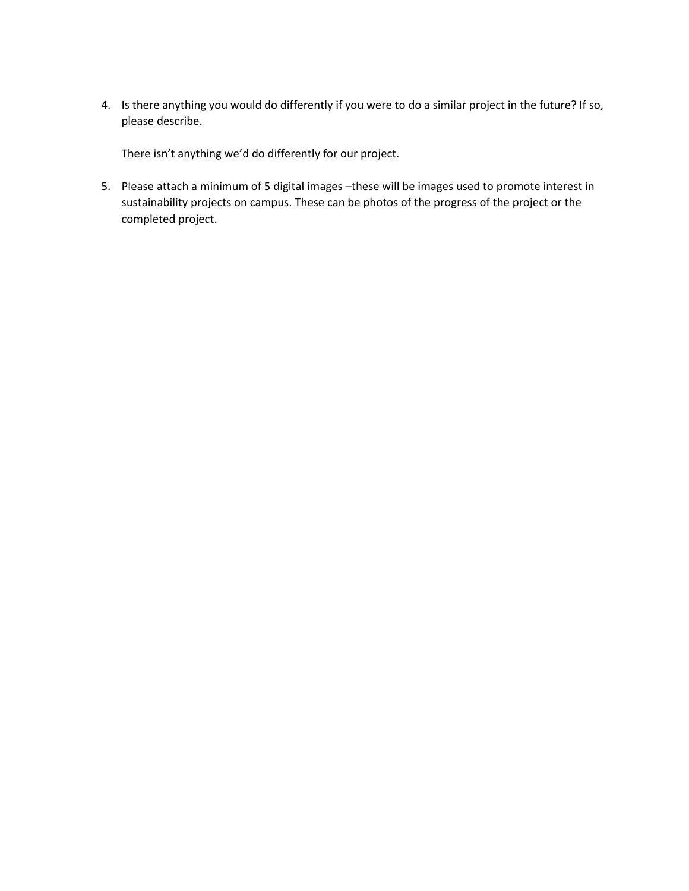4. Is there anything you would do differently if you were to do a similar project in the future? If so, please describe.

   There isn't anything we'd do differently for our project.

5. Please attach a minimum of 5 digital images –these will be images used to promote interest in sustainability projects on campus. These can be photos of the progress of the project or the completed project.